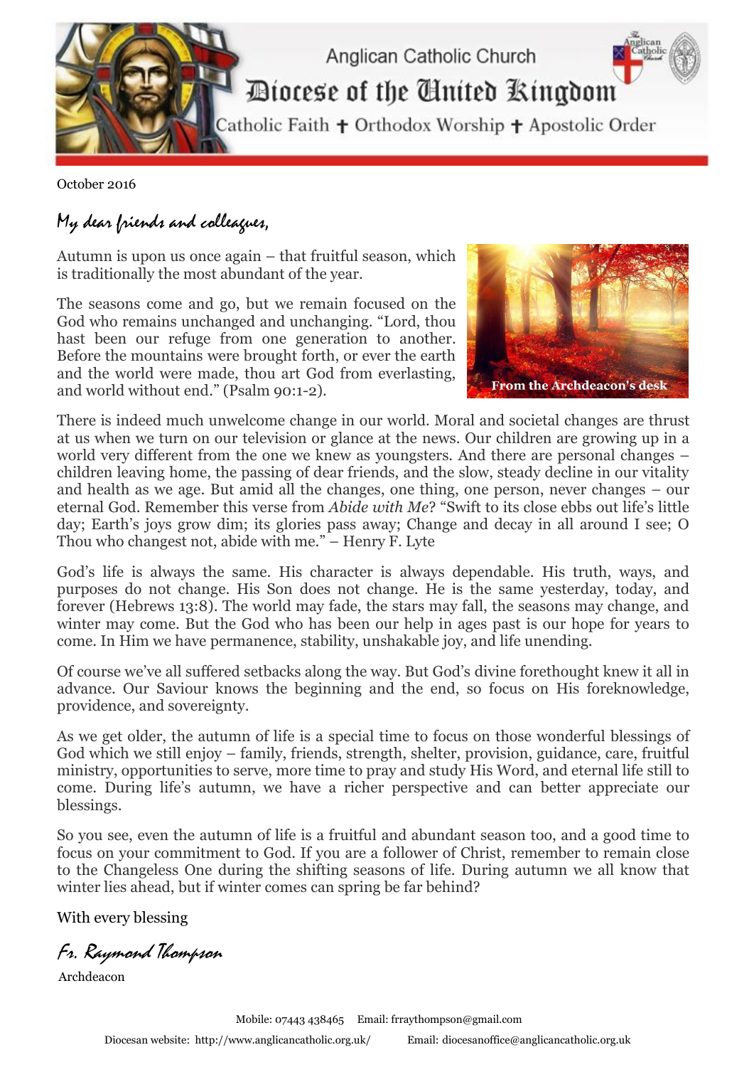Anglican Catholic Church

# Diocese of the United Kingdom

Catholic Faith ✝ Orthodox Worship ✝ Apostolic Order

October 2016

*My dear friends and colleagues,*

Autumn is upon us once again – that fruitful season, which is traditionally the most abundant of the year.

The seasons come and go, but we remain focused on the God who remains unchanged and unchanging. "Lord, thou hast been our refuge from one generation to another. Before the mountains were brought forth, or ever the earth and the world were made, thou art God from everlasting, and world without end." (Psalm 90:1-2).

From the Archdeacon's desk

There is indeed much unwelcome change in our world. Moral and societal changes are thrust at us when we turn on our television or glance at the news. Our children are growing up in a world very different from the one we knew as youngsters. And there are personal changes – children leaving home, the passing of dear friends, and the slow, steady decline in our vitality and health as we age. But amid all the changes, one thing, one person, never changes – our eternal God. Remember this verse from *Abide with Me*? "Swift to its close ebbs out life's little day; Earth's joys grow dim; its glories pass away; Change and decay in all around I see; O Thou who changest not, abide with me." – Henry F. Lyte

God's life is always the same. His character is always dependable. His truth, ways, and purposes do not change. His Son does not change. He is the same yesterday, today, and forever (Hebrews 13:8). The world may fade, the stars may fall, the seasons may change, and winter may come. But the God who has been our help in ages past is our hope for years to come. In Him we have permanence, stability, unshakable joy, and life unending.

Of course we've all suffered setbacks along the way. But God's divine forethought knew it all in advance. Our Saviour knows the beginning and the end, so focus on His foreknowledge, providence, and sovereignty.

As we get older, the autumn of life is a special time to focus on those wonderful blessings of God which we still enjoy – family, friends, strength, shelter, provision, guidance, care, fruitful ministry, opportunities to serve, more time to pray and study His Word, and eternal life still to come. During life's autumn, we have a richer perspective and can better appreciate our blessings.

So you see, even the autumn of life is a fruitful and abundant season too, and a good time to focus on your commitment to God. If you are a follower of Christ, remember to remain close to the Changeless One during the shifting seasons of life. During autumn we all know that winter lies ahead, but if winter comes can spring be far behind?

With every blessing

*Fr. Raymond Thompson*

Archdeacon

Mobile: 07443 438465 Email: frraythompson@gmail.com

Diocesan website: http://www.anglicancatholic.org.uk/ Email: diocesanoffice@anglicancatholic.org.uk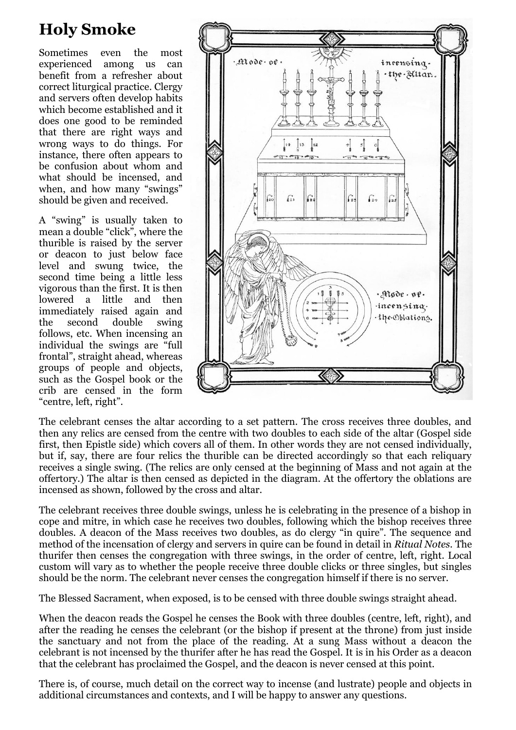# Holy Smoke

Sometimes even the most experienced among us can benefit from a refresher about correct liturgical practice. Clergy and servers often develop habits which become established and it does one good to be reminded that there are right ways and wrong ways to do things. For instance, there often appears to be confusion about whom and what should be incensed, and when, and how many "swings" should be given and received.

A "swing" is usually taken to mean a double "click", where the thurible is raised by the server or deacon to just below face level and swung twice, the second time being a little less vigorous than the first. It is then lowered a little and then immediately raised again and the second double swing follows, etc. When incensing an individual the swings are "full frontal", straight ahead, whereas groups of people and objects, such as the Gospel book or the crib are censed in the form "centre, left, right".

The celebrant censes the altar according to a set pattern. The cross receives three doubles, and then any relics are censed from the centre with two doubles to each side of the altar (Gospel side first, then Epistle side) which covers all of them. In other words they are not censed individually, but if, say, there are four relics the thurible can be directed accordingly so that each reliquary receives a single swing. (The relics are only censed at the beginning of Mass and not again at the offertory.) The altar is then censed as depicted in the diagram. At the offertory the oblations are incensed as shown, followed by the cross and altar.

The celebrant receives three double swings, unless he is celebrating in the presence of a bishop in cope and mitre, in which case he receives two doubles, following which the bishop receives three doubles. A deacon of the Mass receives two doubles, as do clergy "in quire". The sequence and method of the incensation of clergy and servers in quire can be found in detail in *Ritual Notes*. The thurifer then censes the congregation with three swings, in the order of centre, left, right. Local custom will vary as to whether the people receive three double clicks or three singles, but singles should be the norm. The celebrant never censes the congregation himself if there is no server.

The Blessed Sacrament, when exposed, is to be censed with three double swings straight ahead.

When the deacon reads the Gospel he censes the Book with three doubles (centre, left, right), and after the reading he censes the celebrant (or the bishop if present at the throne) from just inside the sanctuary and not from the place of the reading. At a sung Mass without a deacon the celebrant is not incensed by the thurifer after he has read the Gospel. It is in his Order as a deacon that the celebrant has proclaimed the Gospel, and the deacon is never censed at this point.

There is, of course, much detail on the correct way to incense (and lustrate) people and objects in additional circumstances and contexts, and I will be happy to answer any questions.